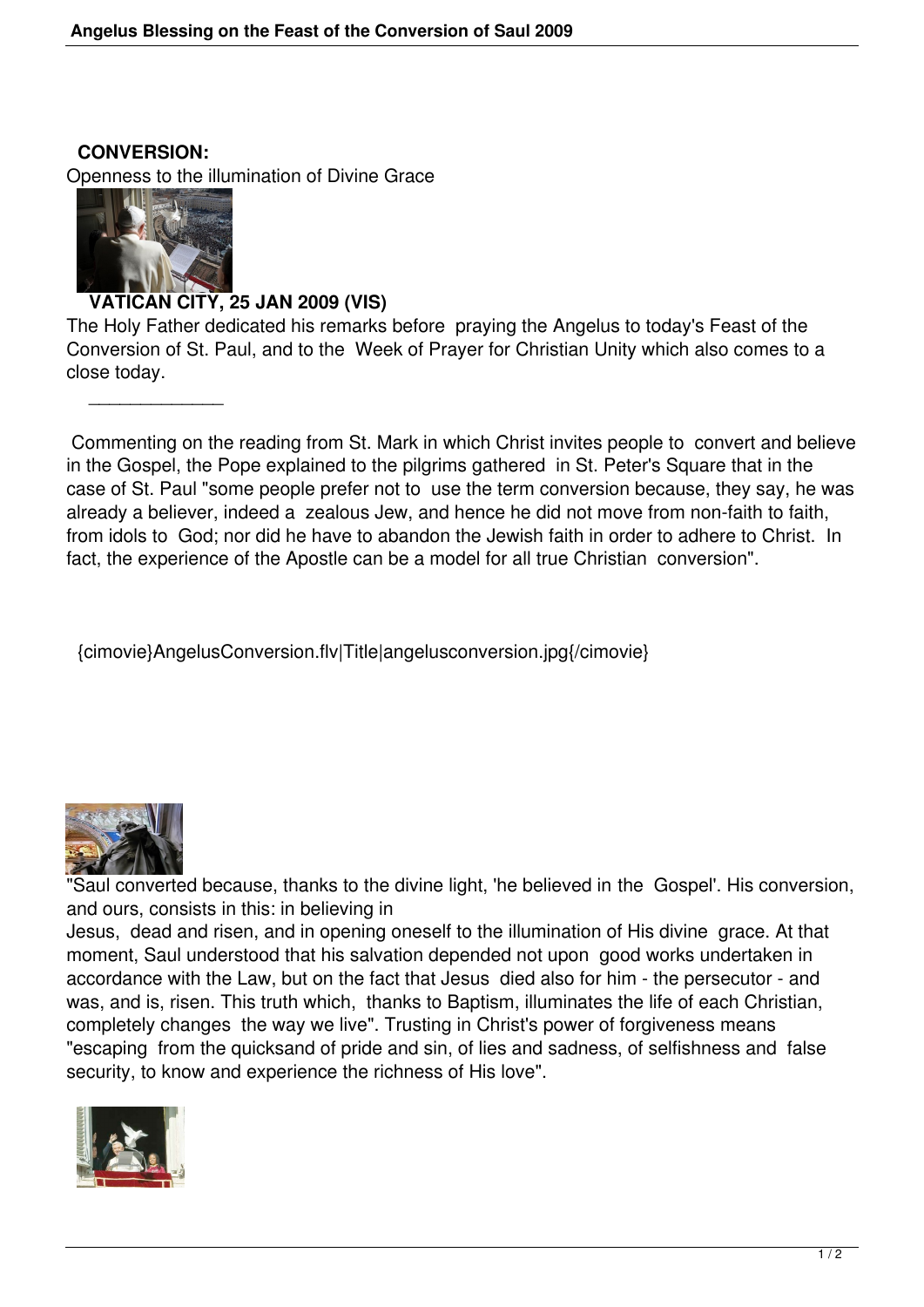**CONVERSION:**

Openness to the illumination of Divine Grace

**VATICAN CITY, 25 JAN 2009 (VIS)**

The Holy Father dedicated his remarks before praying the Angelus to today's Feast of the Conversion of St. Paul, and to the Week of Prayer for Christian Unity which also comes to a close today.

______________

Commenting on the reading from St. Mark in which Christ invites people to convert and believe in the Gospel, the Pope explained to the pilgrims gathered in St. Peter's Square that in the case of St. Paul "some people prefer not to use the term conversion because, they say, he was already a believer, indeed a zealous Jew, and hence he did not move from non-faith to faith, from idols to God; nor did he have to abandon the Jewish faith in order to adhere to Christ. In fact, the experience of the Apostle can be a model for all true Christian conversion".

{cimovie}AngelusConversion.flv|Title|angelusconversion.jpg{/cimovie}

"Saul converted because, thanks to the divine light, 'he believed in the Gospel'. His conversion, and ours, consists in this: in believing in Jesus, dead and risen, and in opening oneself to the illumination of His divine grace. At that moment, Saul understood that his salvation depended not upon good works undertaken in accordance with the Law, but on the fact that Jesus died also for him - the persecutor - and was, and is, risen. This truth which, thanks to Baptism, illuminates the life of each Christian, completely changes the way we live". Trusting in Christ's power of forgiveness means "escaping from the quicksand of pride and sin, of lies and sadness, of selfishness and false security, to know and experience the richness of His love".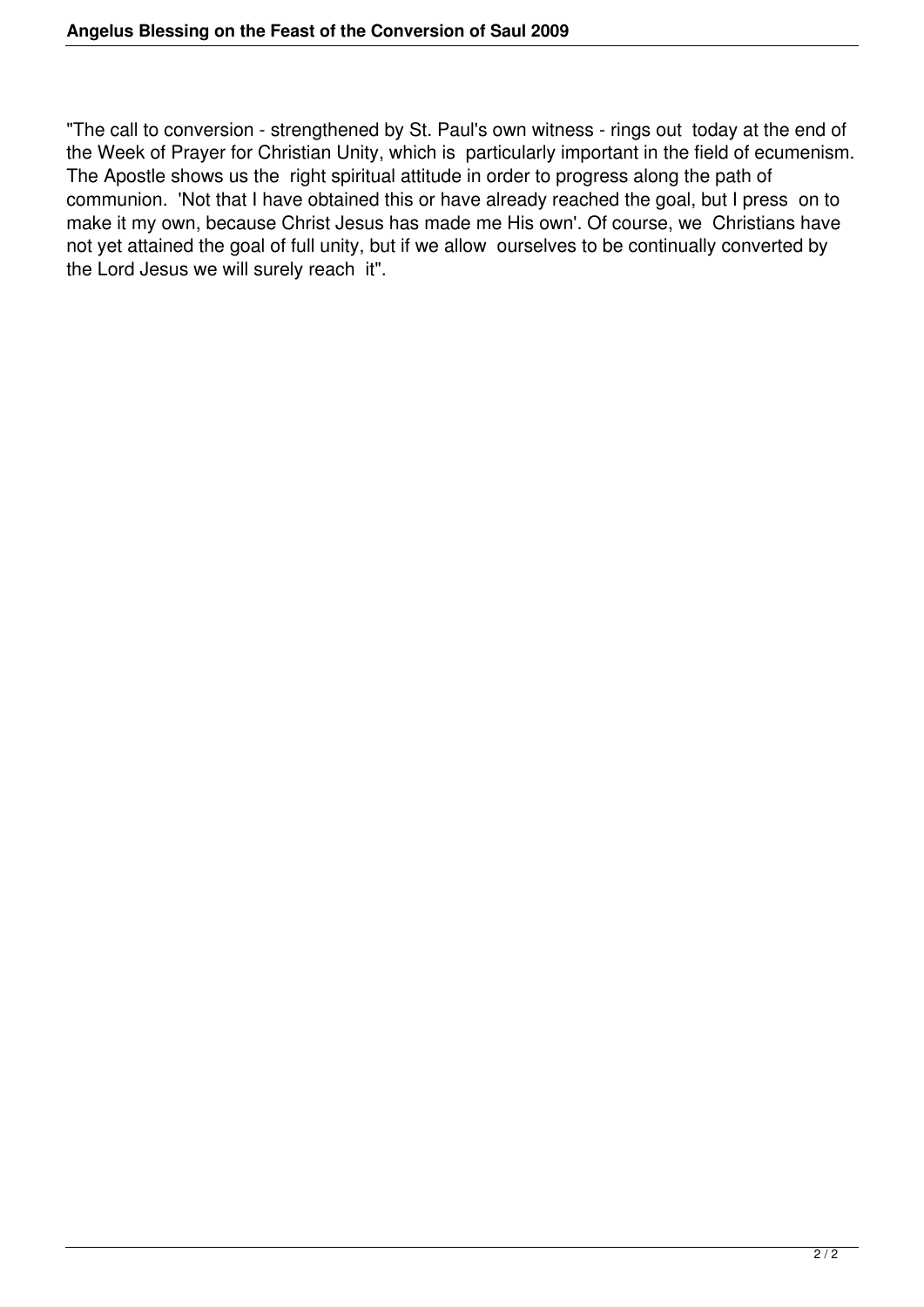"The call to conversion - strengthened by St. Paul's own witness - rings out today at the end of the Week of Prayer for Christian Unity, which is particularly important in the field of ecumenism. The Apostle shows us the right spiritual attitude in order to progress along the path of communion. 'Not that I have obtained this or have already reached the goal, but I press on to make it my own, because Christ Jesus has made me His own'. Of course, we Christians have not yet attained the goal of full unity, but if we allow ourselves to be continually converted by the Lord Jesus we will surely reach it".